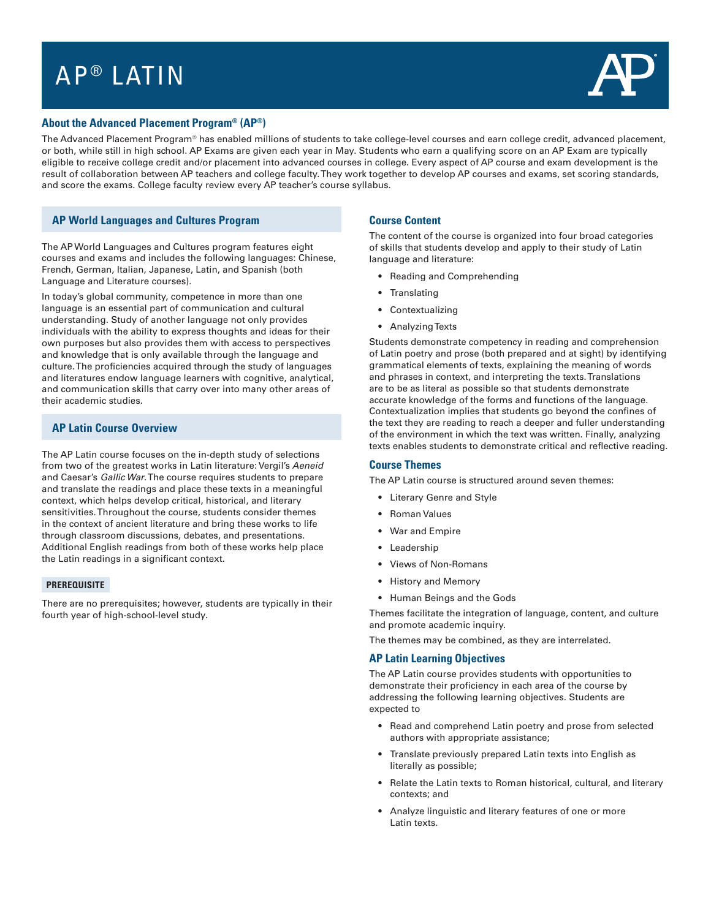# AP® LATIN

## About the Advanced Placement Program® (AP®)

The Advanced Placement Program® has enabled millions of students to take college-level courses and earn college credit, advanced placement, or both, while still in high school. AP Exams are given each year in May. Students who earn a qualifying score on an AP Exam are typically eligible to receive college credit and/or placement into advanced courses in college. Every aspect of AP course and exam development is the result of collaboration between AP teachers and college faculty. They work together to develop AP courses and exams, set scoring standards, and score the exams. College faculty review every AP teacher's course syllabus.

## AP World Languages and Cultures Program

The AP World Languages and Cultures program features eight courses and exams and includes the following languages: Chinese, French, German, Italian, Japanese, Latin, and Spanish (both Language and Literature courses).

In today's global community, competence in more than one language is an essential part of communication and cultural understanding. Study of another language not only provides individuals with the ability to express thoughts and ideas for their own purposes but also provides them with access to perspectives and knowledge that is only available through the language and culture. The proficiencies acquired through the study of languages and literatures endow language learners with cognitive, analytical, and communication skills that carry over into many other areas of their academic studies.

## AP Latin Course Overview

The AP Latin course focuses on the in-depth study of selections from two of the greatest works in Latin literature: Vergil's *Aeneid* and Caesar's *Gallic War*. The course requires students to prepare and translate the readings and place these texts in a meaningful context, which helps develop critical, historical, and literary sensitivities. Throughout the course, students consider themes in the context of ancient literature and bring these works to life through classroom discussions, debates, and presentations. Additional English readings from both of these works help place the Latin readings in a significant context.

### PREREQUISITE

There are no prerequisites; however, students are typically in their fourth year of high-school-level study.

## Course Content

The content of the course is organized into four broad categories of skills that students develop and apply to their study of Latin language and literature:

- Reading and Comprehending
- Translating
- Contextualizing
- Analyzing Texts

Students demonstrate competency in reading and comprehension of Latin poetry and prose (both prepared and at sight) by identifying grammatical elements of texts, explaining the meaning of words and phrases in context, and interpreting the texts. Translations are to be as literal as possible so that students demonstrate accurate knowledge of the forms and functions of the language. Contextualization implies that students go beyond the confines of the text they are reading to reach a deeper and fuller understanding of the environment in which the text was written. Finally, analyzing texts enables students to demonstrate critical and reflective reading.

## Course Themes

The AP Latin course is structured around seven themes:

- Literary Genre and Style
- Roman Values
- War and Empire
- Leadership
- Views of Non-Romans
- History and Memory
- Human Beings and the Gods

Themes facilitate the integration of language, content, and culture and promote academic inquiry.

The themes may be combined, as they are interrelated.

## AP Latin Learning Objectives

The AP Latin course provides students with opportunities to demonstrate their proficiency in each area of the course by addressing the following learning objectives. Students are expected to

- Read and comprehend Latin poetry and prose from selected authors with appropriate assistance;
- Translate previously prepared Latin texts into English as literally as possible;
- Relate the Latin texts to Roman historical, cultural, and literary contexts; and
- Analyze linguistic and literary features of one or more Latin texts.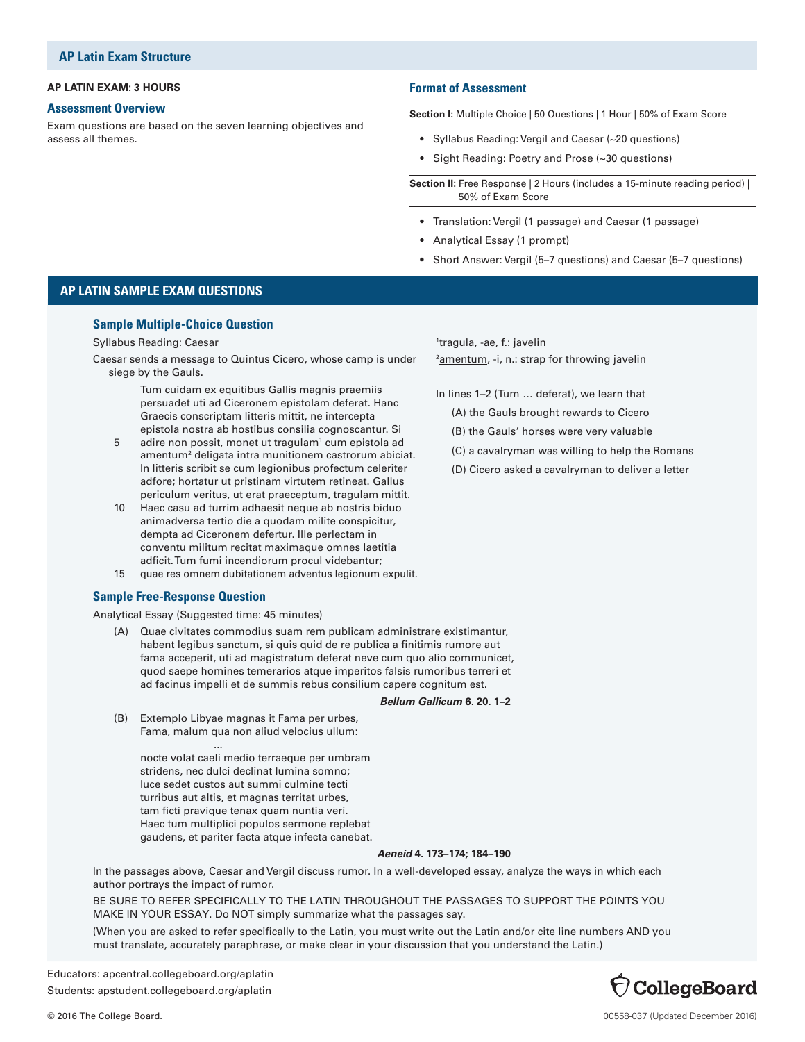## AP Latin Exam Structure

**AP LATIN EXAM: 3 HOURS**

### Assessment Overview

Exam questions are based on the seven learning objectives and assess all themes.

### Format of Assessment

**Section I:** Multiple Choice | 50 Questions | 1 Hour | 50% of Exam Score

- Syllabus Reading: Vergil and Caesar (~20 questions)
- Sight Reading: Poetry and Prose (~30 questions)

**Section II:** Free Response | 2 Hours (includes a 15-minute reading period) | 50% of Exam Score

- Translation: Vergil (1 passage) and Caesar (1 passage)
- Analytical Essay (1 prompt)
- Short Answer: Vergil (5–7 questions) and Caesar (5–7 questions)

## AP LATIN SAMPLE EXAM QUESTIONS

### Sample Multiple-Choice Question

Syllabus Reading: Caesar

Caesar sends a message to Quintus Cicero, whose camp is under siege by the Gauls.

Tum cuidam ex equitibus Gallis magnis praemiis
persuadet uti ad Ciceronem epistolam deferat. Hanc
Graecis conscriptam litteris mittit, ne intercepta
epistola nostra ab hostibus consilia cognoscantur. Si
5 adire non possit, monet ut tragulam[1] cum epistola ad
amentum[2] deligata intra munitionem castrorum abiciat.
In litteris scribit se cum legionibus profectum celeriter
adfore; hortatur ut pristinam virtutem retineat. Gallus
periculum veritus, ut erat praeceptum, tragulam mittit.
10 Haec casu ad turrim adhaesit neque ab nostris biduo
animadversa tertio die a quodam milite conspicitur,
dempta ad Ciceronem defertur. Ille perlectam in
conventu militum recitat maximaque omnes laetitia
adficit. Tum fumi incendiorum procul videbantur;
15 quae res omnem dubitationem adventus legionum expulit.

[1]tragula, -ae, f.: javelin
[2]amentum, -i, n.: strap for throwing javelin

In lines 1–2 (Tum … deferat), we learn that

(A) the Gauls brought rewards to Cicero
(B) the Gauls' horses were very valuable
(C) a cavalryman was willing to help the Romans
(D) Cicero asked a cavalryman to deliver a letter

### Sample Free-Response Question

Analytical Essay (Suggested time: 45 minutes)

(A) Quae civitates commodius suam rem publicam administrare existimantur, habent legibus sanctum, si quis quid de re publica a finitimis rumore aut fama acceperit, uti ad magistratum deferat neve cum quo alio communicet, quod saepe homines temerarios atque imperitos falsis rumoribus terreri et ad facinus impelli et de summis rebus consilium capere cognitum est.

***Bellum Gallicum*** **6. 20. 1–2**

(B) Extemplo Libyae magnas it Fama per urbes,
Fama, malum qua non aliud velocius ullum:
…
nocte volat caeli medio terraeque per umbram
stridens, nec dulci declinat lumina somno;
luce sedet custos aut summi culmine tecti
turribus aut altis, et magnas territat urbes,
tam ficti pravique tenax quam nuntia veri.
Haec tum multiplici populos sermone replebat
gaudens, et pariter facta atque infecta canebat.

***Aeneid*** **4. 173–174; 184–190**

In the passages above, Caesar and Vergil discuss rumor. In a well-developed essay, analyze the ways in which each author portrays the impact of rumor.

BE SURE TO REFER SPECIFICALLY TO THE LATIN THROUGHOUT THE PASSAGES TO SUPPORT THE POINTS YOU MAKE IN YOUR ESSAY. Do NOT simply summarize what the passages say.

(When you are asked to refer specifically to the Latin, you must write out the Latin and/or cite line numbers AND you must translate, accurately paraphrase, or make clear in your discussion that you understand the Latin.)

Educators: apcentral.collegeboard.org/aplatin
Students: apstudent.collegeboard.org/aplatin

© 2016 The College Board. 00558-037 (Updated December 2016)